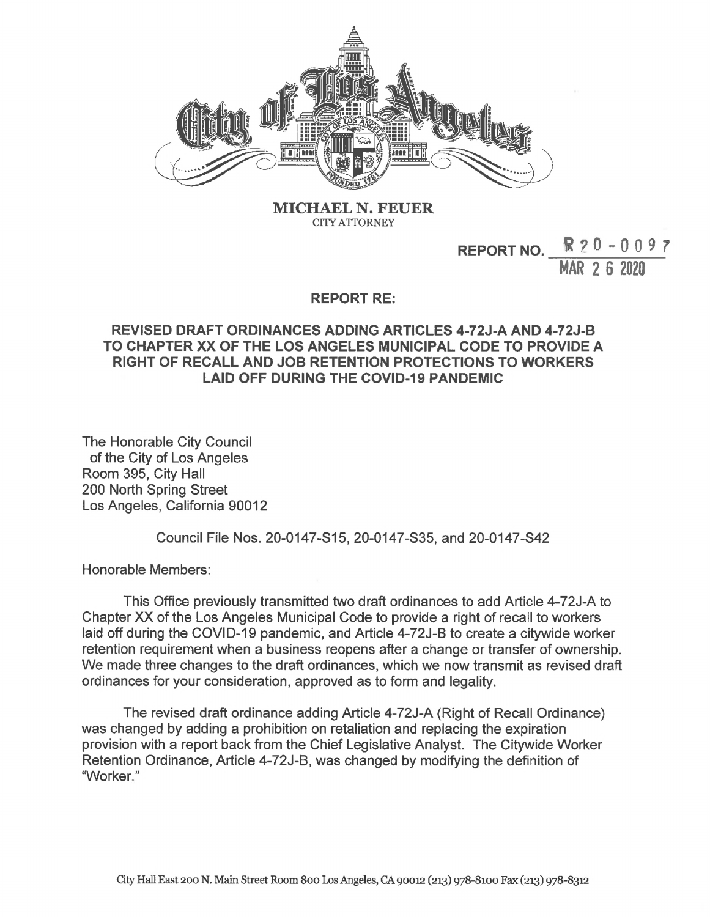**MICHAEL N. FEUER**
CITY ATTORNEY

REPORT NO. R20-0097
MAR 26 2020

**REPORT RE:**

**REVISED DRAFT ORDINANCES ADDING ARTICLES 4-72J-A AND 4-72J-B TO CHAPTER XX OF THE LOS ANGELES MUNICIPAL CODE TO PROVIDE A RIGHT OF RECALL AND JOB RETENTION PROTECTIONS TO WORKERS LAID OFF DURING THE COVID-19 PANDEMIC**

The Honorable City Council
of the City of Los Angeles
Room 395, City Hall
200 North Spring Street
Los Angeles, California 90012

Council File Nos. 20-0147-S15, 20-0147-S35, and 20-0147-S42

Honorable Members:

This Office previously transmitted two draft ordinances to add Article 4-72J-A to Chapter XX of the Los Angeles Municipal Code to provide a right of recall to workers laid off during the COVID-19 pandemic, and Article 4-72J-B to create a citywide worker retention requirement when a business reopens after a change or transfer of ownership. We made three changes to the draft ordinances, which we now transmit as revised draft ordinances for your consideration, approved as to form and legality.

The revised draft ordinance adding Article 4-72J-A (Right of Recall Ordinance) was changed by adding a prohibition on retaliation and replacing the expiration provision with a report back from the Chief Legislative Analyst. The Citywide Worker Retention Ordinance, Article 4-72J-B, was changed by modifying the definition of "Worker."

City Hall East 200 N. Main Street Room 800 Los Angeles, CA 90012 (213) 978-8100 Fax (213) 978-8312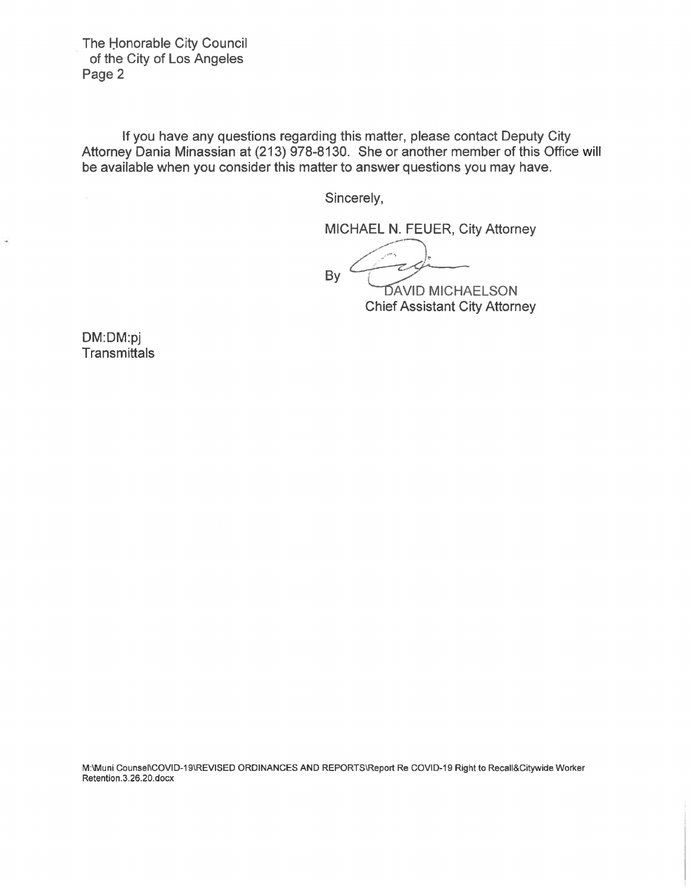If you have any questions regarding this matter, please contact Deputy City Attorney Dania Minassian at (213) 978-8130. She or another member of this Office will be available when you consider this matter to answer questions you may have.

Sincerely,

MICHAEL N. FEUER, City Attorney

By

DAVID MICHAELSON
Chief Assistant City Attorney

DM:DM:pj
Transmittals

M:\Muni Counsel\COVID-19\REVISED ORDINANCES AND REPORTS\Report Re COVID-19 Right to Recall&Citywide Worker Retention.3.26.20.docx